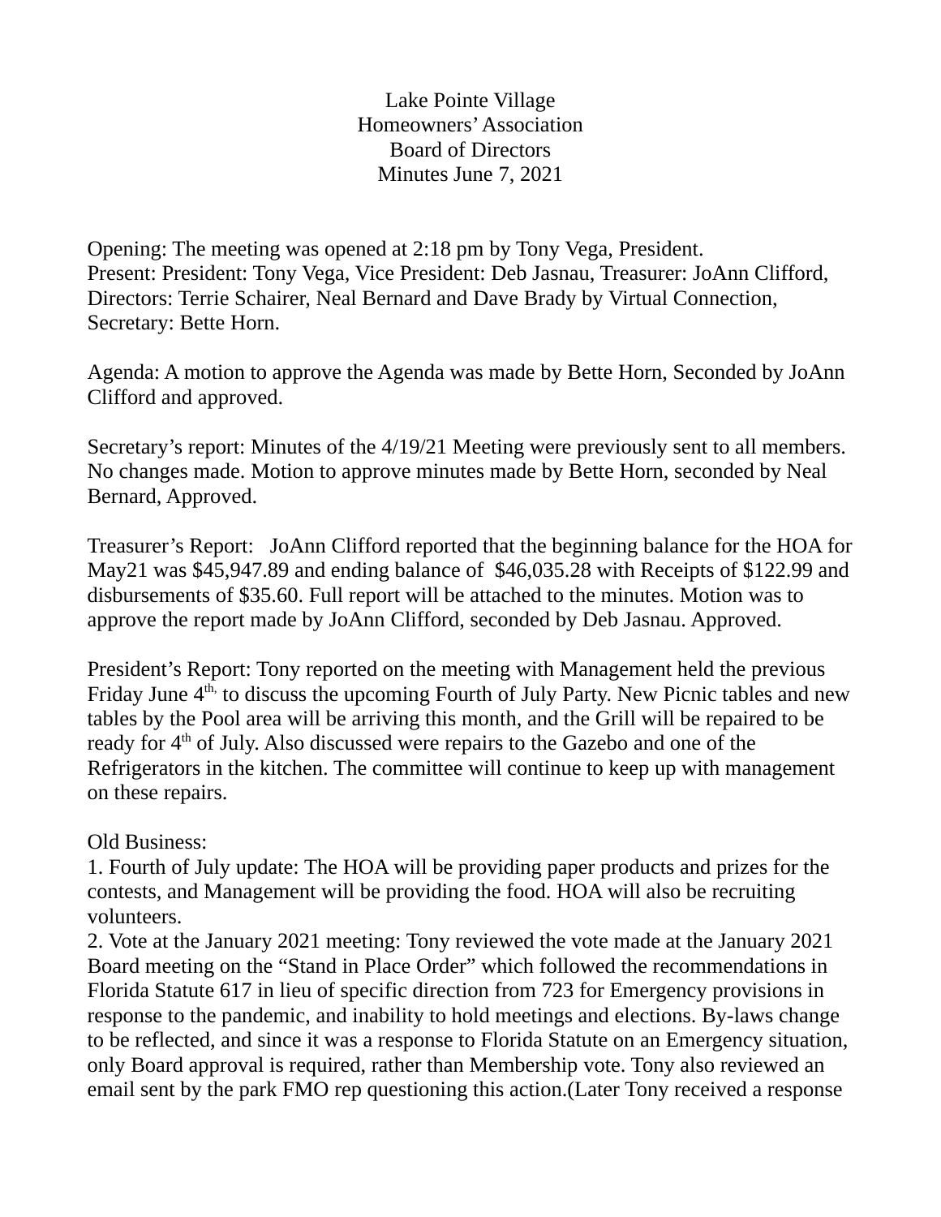# Lake Pointe Village
## Homeowners' Association
## Board of Directors
## Minutes June 7, 2021

Opening: The meeting was opened at 2:18 pm by Tony Vega, President.
Present: President: Tony Vega, Vice President: Deb Jasnau, Treasurer: JoAnn Clifford, Directors: Terrie Schairer, Neal Bernard and Dave Brady by Virtual Connection, Secretary: Bette Horn.

Agenda: A motion to approve the Agenda was made by Bette Horn, Seconded by JoAnn Clifford and approved.

Secretary's report: Minutes of the 4/19/21 Meeting were previously sent to all members. No changes made. Motion to approve minutes made by Bette Horn, seconded by Neal Bernard, Approved.

Treasurer's Report: JoAnn Clifford reported that the beginning balance for the HOA for May21 was $45,947.89 and ending balance of $46,035.28 with Receipts of $122.99 and disbursements of $35.60. Full report will be attached to the minutes. Motion was to approve the report made by JoAnn Clifford, seconded by Deb Jasnau. Approved.

President's Report: Tony reported on the meeting with Management held the previous Friday June 4th, to discuss the upcoming Fourth of July Party. New Picnic tables and new tables by the Pool area will be arriving this month, and the Grill will be repaired to be ready for 4th of July. Also discussed were repairs to the Gazebo and one of the Refrigerators in the kitchen. The committee will continue to keep up with management on these repairs.

Old Business:

1. Fourth of July update: The HOA will be providing paper products and prizes for the contests, and Management will be providing the food. HOA will also be recruiting volunteers.
2. Vote at the January 2021 meeting: Tony reviewed the vote made at the January 2021 Board meeting on the "Stand in Place Order" which followed the recommendations in Florida Statute 617 in lieu of specific direction from 723 for Emergency provisions in response to the pandemic, and inability to hold meetings and elections. By-laws change to be reflected, and since it was a response to Florida Statute on an Emergency situation, only Board approval is required, rather than Membership vote. Tony also reviewed an email sent by the park FMO rep questioning this action.(Later Tony received a response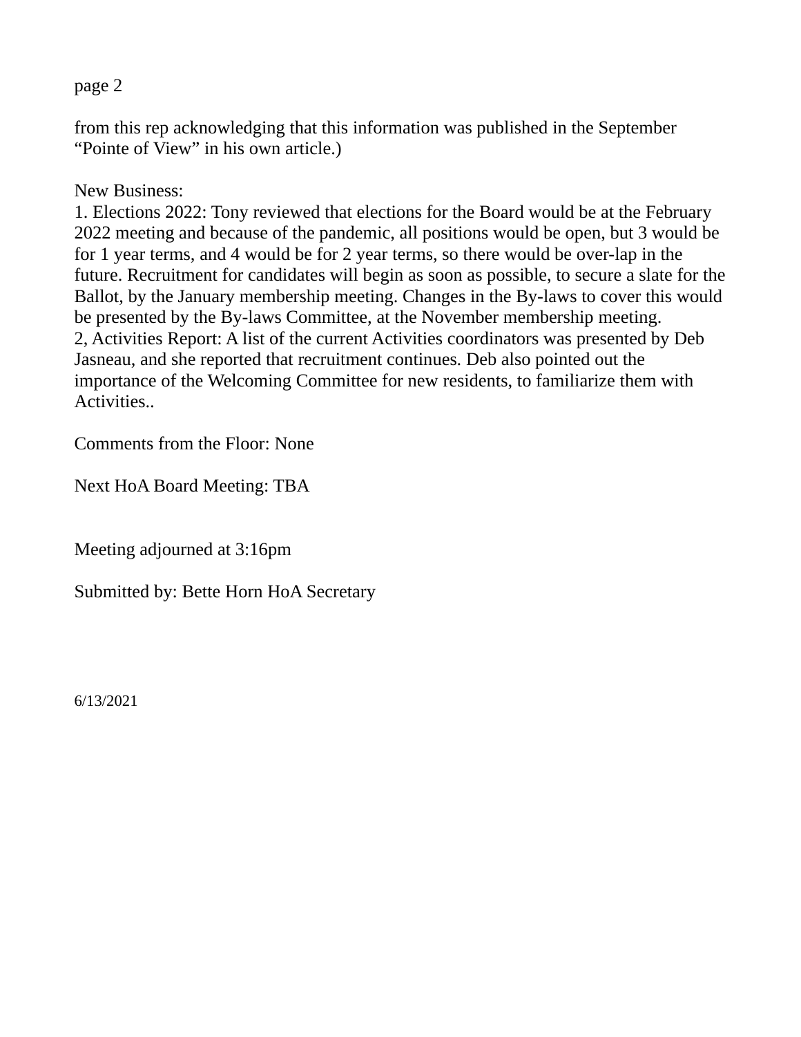from this rep acknowledging that this information was published in the September "Pointe of View" in his own article.)

New Business:
1. Elections 2022: Tony reviewed that elections for the Board would be at the February 2022 meeting and because of the pandemic, all positions would be open, but 3 would be for 1 year terms, and 4 would be for 2 year terms, so there would be over-lap in the future. Recruitment for candidates will begin as soon as possible, to secure a slate for the Ballot, by the January membership meeting. Changes in the By-laws to cover this would be presented by the By-laws Committee, at the November membership meeting.
2, Activities Report: A list of the current Activities coordinators was presented by Deb Jasneau, and she reported that recruitment continues. Deb also pointed out the importance of the Welcoming Committee for new residents, to familiarize them with Activities..

Comments from the Floor: None

Next HoA Board Meeting: TBA

Meeting adjourned at 3:16pm

Submitted by: Bette Horn HoA Secretary

6/13/2021